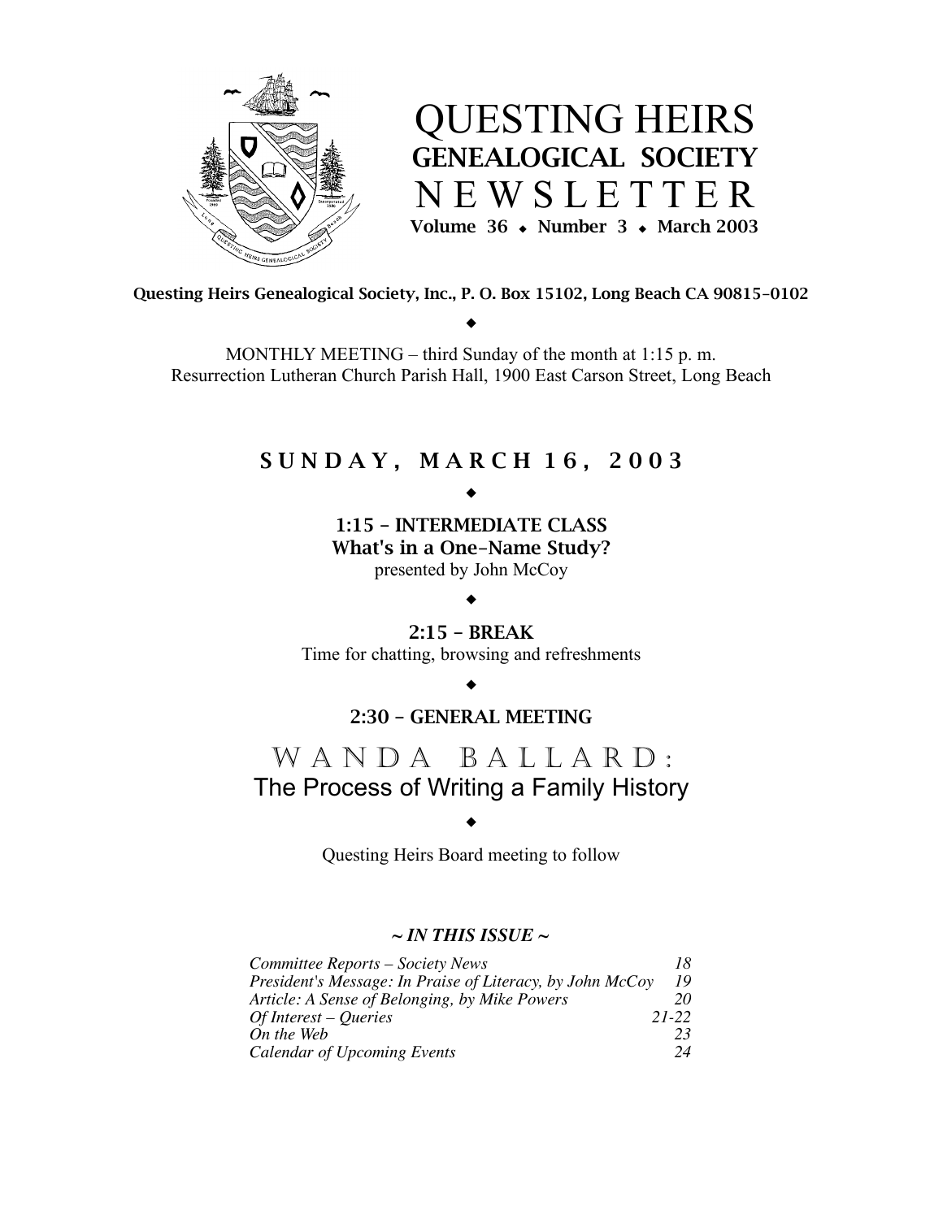# QUESTING HEIRS
## GENEALOGICAL SOCIETY
# NEWSLETTER

**Volume 36 ◆ Number 3 ◆ March 2003**

**Questing Heirs Genealogical Society, Inc., P. O. Box 15102, Long Beach CA 90815-0102**

◆

MONTHLY MEETING – third Sunday of the month at 1:15 p. m.
Resurrection Lutheran Church Parish Hall, 1900 East Carson Street, Long Beach

## SUNDAY, MARCH 16, 2003

◆

**1:15 – INTERMEDIATE CLASS**
**What's in a One-Name Study?**
presented by John McCoy

◆

**2:15 – BREAK**
Time for chatting, browsing and refreshments

◆

**2:30 – GENERAL MEETING**

## WANDA BALLARD:
## The Process of Writing a Family History

◆

Questing Heirs Board meeting to follow

***~ IN THIS ISSUE ~***

| | |
|---|---|
| *Committee Reports – Society News* | *18* |
| *President's Message: In Praise of Literacy, by John McCoy* | *19* |
| *Article: A Sense of Belonging, by Mike Powers* | *20* |
| *Of Interest – Queries* | *21-22* |
| *On the Web* | *23* |
| *Calendar of Upcoming Events* | *24* |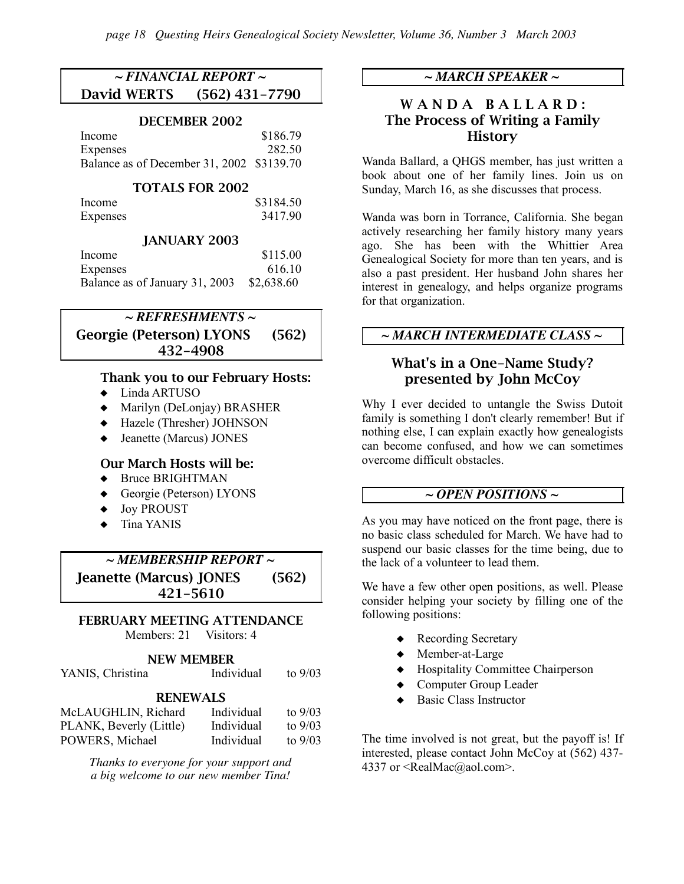## ~ FINANCIAL REPORT ~

**David WERTS (562) 431-7790**

### DECEMBER 2002

| | |
|---|---|
| Income | \$186.79 |
| Expenses | 282.50 |
| Balance as of December 31, 2002 | \$3139.70 |

### TOTALS FOR 2002

| | |
|---|---|
| Income | \$3184.50 |
| Expenses | 3417.90 |

### JANUARY 2003

| | |
|---|---|
| Income | \$115.00 |
| Expenses | 616.10 |
| Balance as of January 31, 2003 | \$2,638.60 |

## ~ REFRESHMENTS ~

**Georgie (Peterson) LYONS (562) 432-4908**

### Thank you to our February Hosts:

- Linda ARTUSO
- Marilyn (DeLonjay) BRASHER
- Hazele (Thresher) JOHNSON
- Jeanette (Marcus) JONES

### Our March Hosts will be:

- Bruce BRIGHTMAN
- Georgie (Peterson) LYONS
- Joy PROUST
- Tina YANIS

## ~ MEMBERSHIP REPORT ~

**Jeanette (Marcus) JONES (562) 421-5610**

### FEBRUARY MEETING ATTENDANCE

Members: 21 Visitors: 4

### NEW MEMBER

| | | |
|---|---|---|
| YANIS, Christina | Individual | to 9/03 |

### RENEWALS

| | | |
|---|---|---|
| McLAUGHLIN, Richard | Individual | to 9/03 |
| PLANK, Beverly (Little) | Individual | to 9/03 |
| POWERS, Michael | Individual | to 9/03 |

*Thanks to everyone for your support and a big welcome to our new member Tina!*

## ~ MARCH SPEAKER ~

### WANDA BALLARD: The Process of Writing a Family History

Wanda Ballard, a QHGS member, has just written a book about one of her family lines. Join us on Sunday, March 16, as she discusses that process.

Wanda was born in Torrance, California. She began actively researching her family history many years ago. She has been with the Whittier Area Genealogical Society for more than ten years, and is also a past president. Her husband John shares her interest in genealogy, and helps organize programs for that organization.

## ~ MARCH INTERMEDIATE CLASS ~

### What's in a One-Name Study? presented by John McCoy

Why I ever decided to untangle the Swiss Dutoit family is something I don't clearly remember! But if nothing else, I can explain exactly how genealogists can become confused, and how we can sometimes overcome difficult obstacles.

## ~ OPEN POSITIONS ~

As you may have noticed on the front page, there is no basic class scheduled for March. We have had to suspend our basic classes for the time being, due to the lack of a volunteer to lead them.

We have a few other open positions, as well. Please consider helping your society by filling one of the following positions:

- Recording Secretary
- Member-at-Large
- Hospitality Committee Chairperson
- Computer Group Leader
- Basic Class Instructor

The time involved is not great, but the payoff is! If interested, please contact John McCoy at (562) 437-4337 or <RealMac@aol.com>.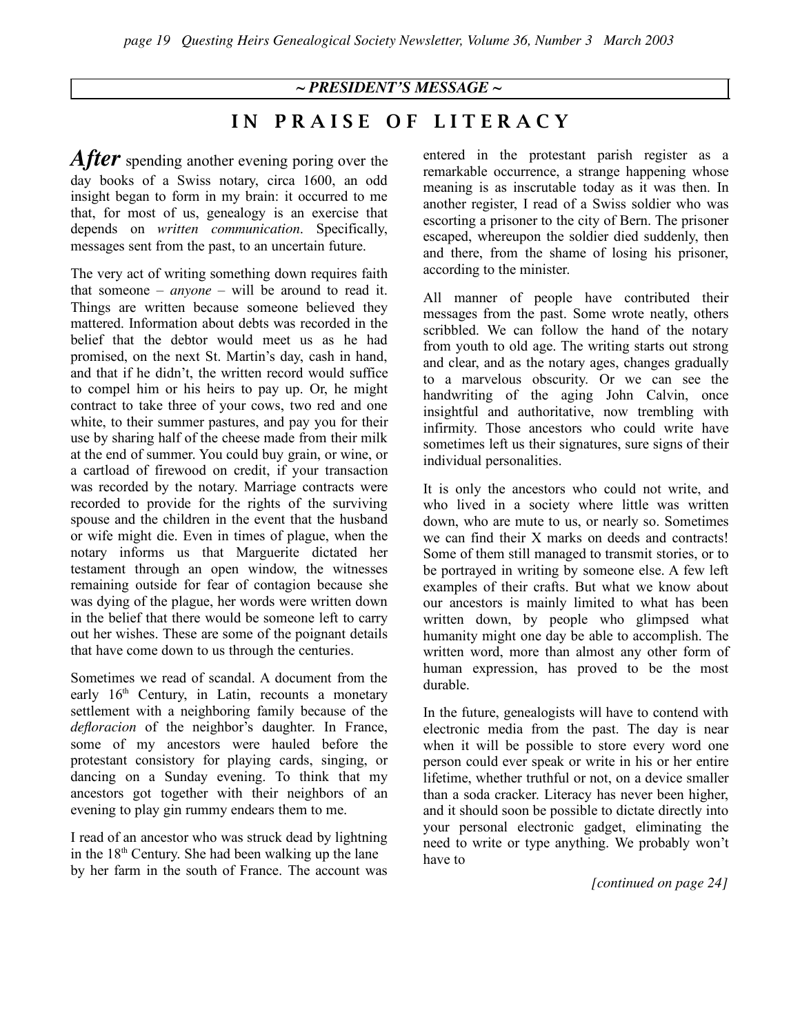*~ PRESIDENT'S MESSAGE ~*

# IN PRAISE OF LITERACY

***After*** spending another evening poring over the day books of a Swiss notary, circa 1600, an odd insight began to form in my brain: it occurred to me that, for most of us, genealogy is an exercise that depends on *written communication*. Specifically, messages sent from the past, to an uncertain future.

The very act of writing something down requires faith that someone – *anyone* – will be around to read it. Things are written because someone believed they mattered. Information about debts was recorded in the belief that the debtor would meet us as he had promised, on the next St. Martin's day, cash in hand, and that if he didn't, the written record would suffice to compel him or his heirs to pay up. Or, he might contract to take three of your cows, two red and one white, to their summer pastures, and pay you for their use by sharing half of the cheese made from their milk at the end of summer. You could buy grain, or wine, or a cartload of firewood on credit, if your transaction was recorded by the notary. Marriage contracts were recorded to provide for the rights of the surviving spouse and the children in the event that the husband or wife might die. Even in times of plague, when the notary informs us that Marguerite dictated her testament through an open window, the witnesses remaining outside for fear of contagion because she was dying of the plague, her words were written down in the belief that there would be someone left to carry out her wishes. These are some of the poignant details that have come down to us through the centuries.

Sometimes we read of scandal. A document from the early 16th Century, in Latin, recounts a monetary settlement with a neighboring family because of the *defloracion* of the neighbor's daughter. In France, some of my ancestors were hauled before the protestant consistory for playing cards, singing, or dancing on a Sunday evening. To think that my ancestors got together with their neighbors of an evening to play gin rummy endears them to me.

I read of an ancestor who was struck dead by lightning in the 18th Century. She had been walking up the lane by her farm in the south of France. The account was entered in the protestant parish register as a remarkable occurrence, a strange happening whose meaning is as inscrutable today as it was then. In another register, I read of a Swiss soldier who was escorting a prisoner to the city of Bern. The prisoner escaped, whereupon the soldier died suddenly, then and there, from the shame of losing his prisoner, according to the minister.

All manner of people have contributed their messages from the past. Some wrote neatly, others scribbled. We can follow the hand of the notary from youth to old age. The writing starts out strong and clear, and as the notary ages, changes gradually to a marvelous obscurity. Or we can see the handwriting of the aging John Calvin, once insightful and authoritative, now trembling with infirmity. Those ancestors who could write have sometimes left us their signatures, sure signs of their individual personalities.

It is only the ancestors who could not write, and who lived in a society where little was written down, who are mute to us, or nearly so. Sometimes we can find their X marks on deeds and contracts! Some of them still managed to transmit stories, or to be portrayed in writing by someone else. A few left examples of their crafts. But what we know about our ancestors is mainly limited to what has been written down, by people who glimpsed what humanity might one day be able to accomplish. The written word, more than almost any other form of human expression, has proved to be the most durable.

In the future, genealogists will have to contend with electronic media from the past. The day is near when it will be possible to store every word one person could ever speak or write in his or her entire lifetime, whether truthful or not, on a device smaller than a soda cracker. Literacy has never been higher, and it should soon be possible to dictate directly into your personal electronic gadget, eliminating the need to write or type anything. We probably won't have to

*[continued on page 24]*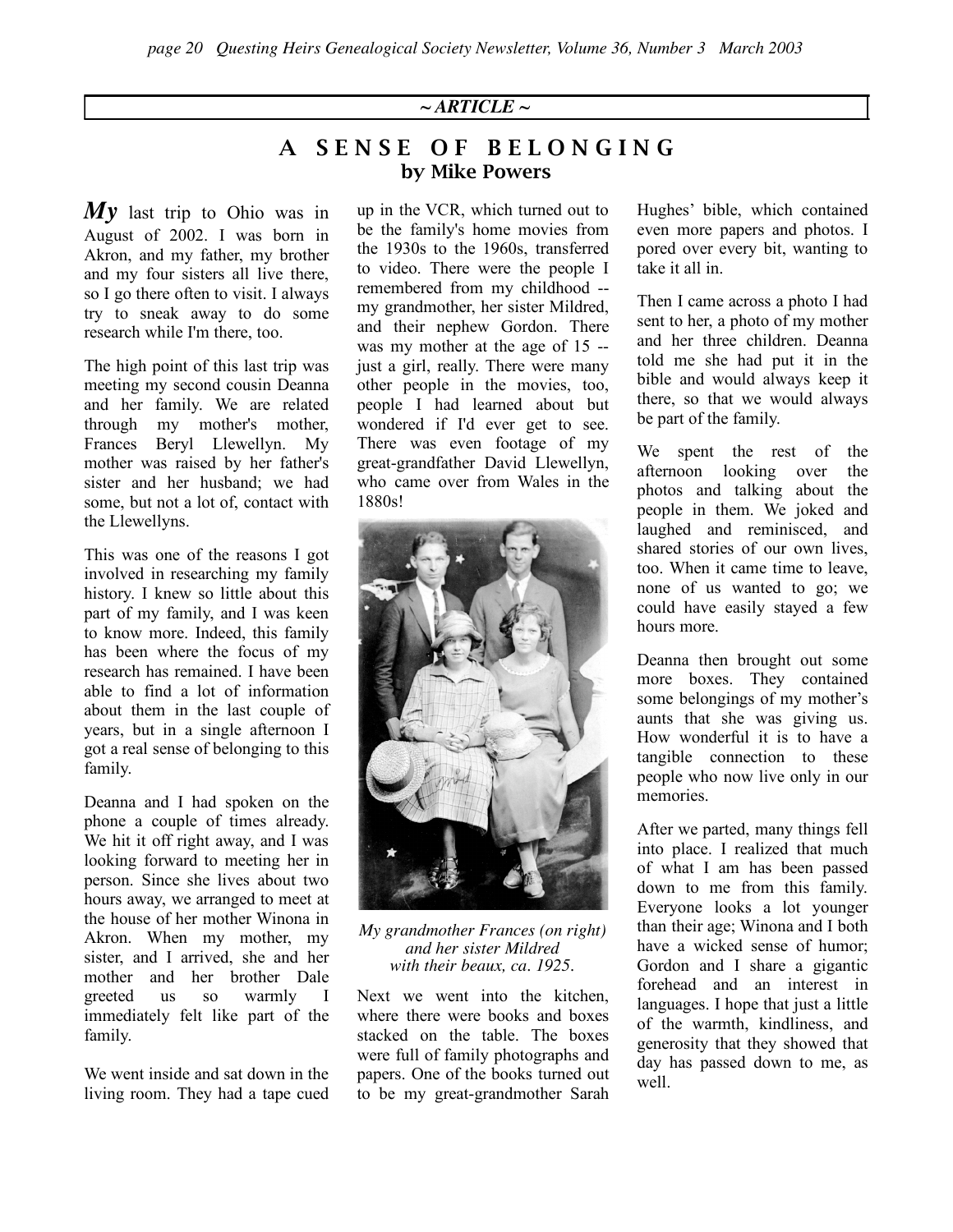*~ ARTICLE ~*

# A SENSE OF BELONGING

## by Mike Powers

***My*** last trip to Ohio was in August of 2002. I was born in Akron, and my father, my brother and my four sisters all live there, so I go there often to visit. I always try to sneak away to do some research while I'm there, too.

The high point of this last trip was meeting my second cousin Deanna and her family. We are related through my mother's mother, Frances Beryl Llewellyn. My mother was raised by her father's sister and her husband; we had some, but not a lot of, contact with the Llewellyns.

This was one of the reasons I got involved in researching my family history. I knew so little about this part of my family, and I was keen to know more. Indeed, this family has been where the focus of my research has remained. I have been able to find a lot of information about them in the last couple of years, but in a single afternoon I got a real sense of belonging to this family.

Deanna and I had spoken on the phone a couple of times already. We hit it off right away, and I was looking forward to meeting her in person. Since she lives about two hours away, we arranged to meet at the house of her mother Winona in Akron. When my mother, my sister, and I arrived, she and her mother and her brother Dale greeted us so warmly I immediately felt like part of the family.

We went inside and sat down in the living room. They had a tape cued up in the VCR, which turned out to be the family's home movies from the 1930s to the 1960s, transferred to video. There were the people I remembered from my childhood -- my grandmother, her sister Mildred, and their nephew Gordon. There was my mother at the age of 15 -- just a girl, really. There were many other people in the movies, too, people I had learned about but wondered if I'd ever get to see. There was even footage of my great-grandfather David Llewellyn, who came over from Wales in the 1880s!

*My grandmother Frances (on right) and her sister Mildred with their beaux, ca. 1925.*

Next we went into the kitchen, where there were books and boxes stacked on the table. The boxes were full of family photographs and papers. One of the books turned out to be my great-grandmother Sarah Hughes' bible, which contained even more papers and photos. I pored over every bit, wanting to take it all in.

Then I came across a photo I had sent to her, a photo of my mother and her three children. Deanna told me she had put it in the bible and would always keep it there, so that we would always be part of the family.

We spent the rest of the afternoon looking over the photos and talking about the people in them. We joked and laughed and reminisced, and shared stories of our own lives, too. When it came time to leave, none of us wanted to go; we could have easily stayed a few hours more.

Deanna then brought out some more boxes. They contained some belongings of my mother's aunts that she was giving us. How wonderful it is to have a tangible connection to these people who now live only in our memories.

After we parted, many things fell into place. I realized that much of what I am has been passed down to me from this family. Everyone looks a lot younger than their age; Winona and I both have a wicked sense of humor; Gordon and I share a gigantic forehead and an interest in languages. I hope that just a little of the warmth, kindliness, and generosity that they showed that day has passed down to me, as well.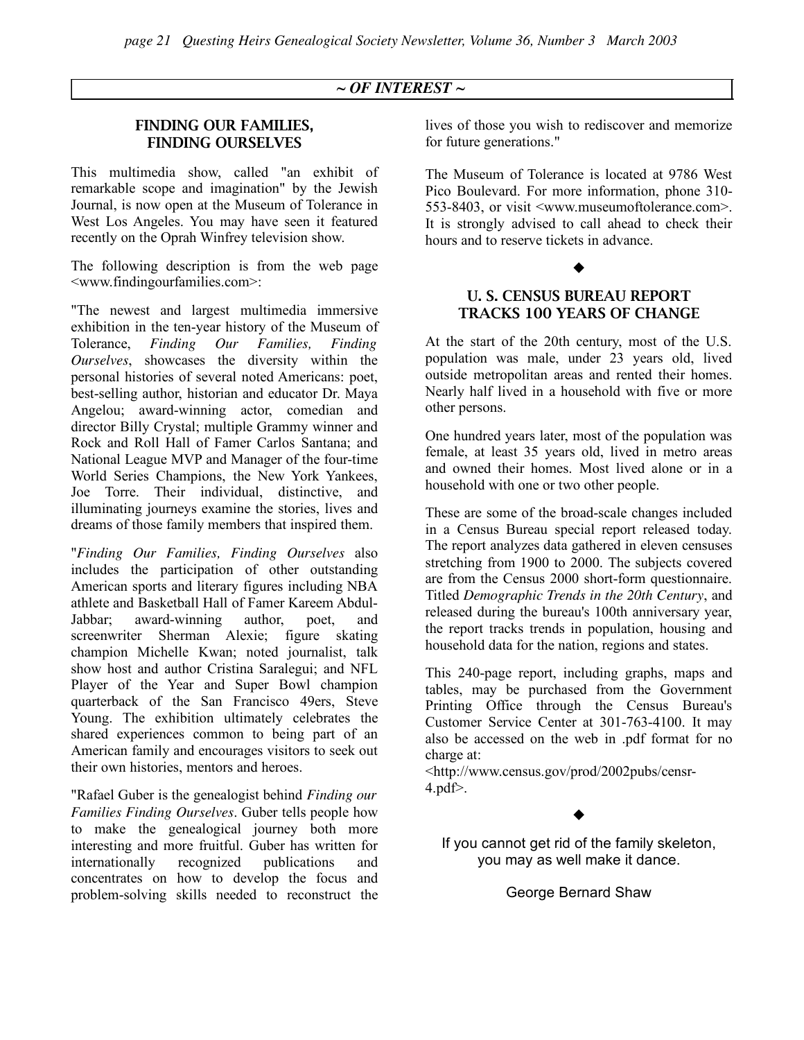## ~ OF INTEREST ~

### FINDING OUR FAMILIES, FINDING OURSELVES

This multimedia show, called "an exhibit of remarkable scope and imagination" by the Jewish Journal, is now open at the Museum of Tolerance in West Los Angeles. You may have seen it featured recently on the Oprah Winfrey television show.

The following description is from the web page <www.findingourfamilies.com>:

"The newest and largest multimedia immersive exhibition in the ten-year history of the Museum of Tolerance, *Finding Our Families, Finding Ourselves*, showcases the diversity within the personal histories of several noted Americans: poet, best-selling author, historian and educator Dr. Maya Angelou; award-winning actor, comedian and director Billy Crystal; multiple Grammy winner and Rock and Roll Hall of Famer Carlos Santana; and National League MVP and Manager of the four-time World Series Champions, the New York Yankees, Joe Torre. Their individual, distinctive, and illuminating journeys examine the stories, lives and dreams of those family members that inspired them.

"*Finding Our Families, Finding Ourselves* also includes the participation of other outstanding American sports and literary figures including NBA athlete and Basketball Hall of Famer Kareem Abdul-Jabbar; award-winning author, poet, and screenwriter Sherman Alexie; figure skating champion Michelle Kwan; noted journalist, talk show host and author Cristina Saralegui; and NFL Player of the Year and Super Bowl champion quarterback of the San Francisco 49ers, Steve Young. The exhibition ultimately celebrates the shared experiences common to being part of an American family and encourages visitors to seek out their own histories, mentors and heroes.

"Rafael Guber is the genealogist behind *Finding our Families Finding Ourselves*. Guber tells people how to make the genealogical journey both more interesting and more fruitful. Guber has written for internationally recognized publications and concentrates on how to develop the focus and problem-solving skills needed to reconstruct the lives of those you wish to rediscover and memorize for future generations."

The Museum of Tolerance is located at 9786 West Pico Boulevard. For more information, phone 310-553-8403, or visit <www.museumoftolerance.com>. It is strongly advised to call ahead to check their hours and to reserve tickets in advance.

◆

### U. S. CENSUS BUREAU REPORT TRACKS 100 YEARS OF CHANGE

At the start of the 20th century, most of the U.S. population was male, under 23 years old, lived outside metropolitan areas and rented their homes. Nearly half lived in a household with five or more other persons.

One hundred years later, most of the population was female, at least 35 years old, lived in metro areas and owned their homes. Most lived alone or in a household with one or two other people.

These are some of the broad-scale changes included in a Census Bureau special report released today. The report analyzes data gathered in eleven censuses stretching from 1900 to 2000. The subjects covered are from the Census 2000 short-form questionnaire. Titled *Demographic Trends in the 20th Century*, and released during the bureau's 100th anniversary year, the report tracks trends in population, housing and household data for the nation, regions and states.

This 240-page report, including graphs, maps and tables, may be purchased from the Government Printing Office through the Census Bureau's Customer Service Center at 301-763-4100. It may also be accessed on the web in .pdf format for no charge at:
<http://www.census.gov/prod/2002pubs/censr-4.pdf>.

◆

If you cannot get rid of the family skeleton, you may as well make it dance.

George Bernard Shaw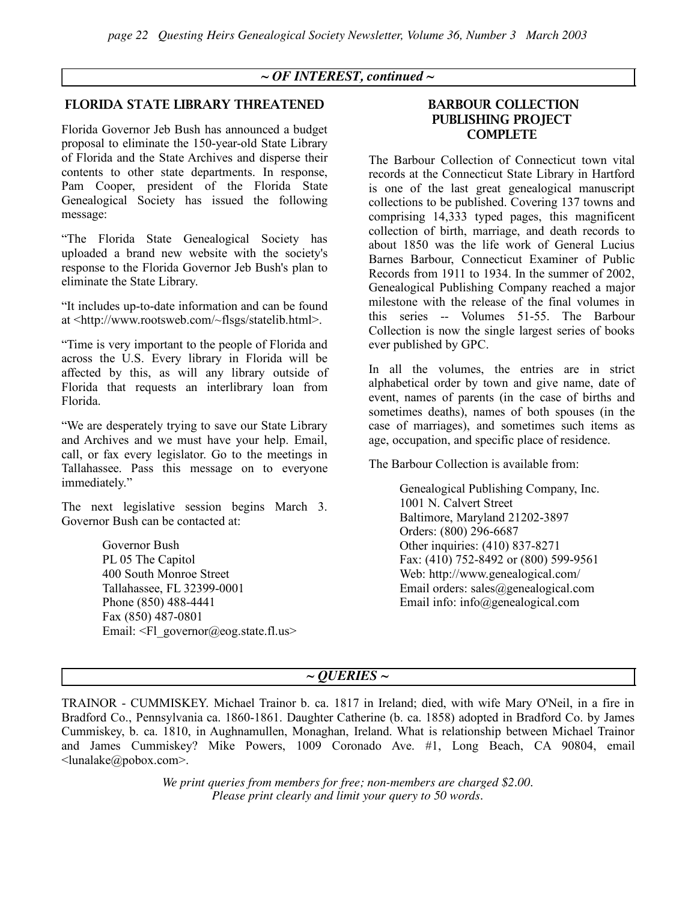## ~ OF INTEREST, continued ~

### FLORIDA STATE LIBRARY THREATENED

Florida Governor Jeb Bush has announced a budget proposal to eliminate the 150-year-old State Library of Florida and the State Archives and disperse their contents to other state departments. In response, Pam Cooper, president of the Florida State Genealogical Society has issued the following message:

"The Florida State Genealogical Society has uploaded a brand new website with the society's response to the Florida Governor Jeb Bush's plan to eliminate the State Library.

"It includes up-to-date information and can be found at <http://www.rootsweb.com/~flsgs/statelib.html>.

"Time is very important to the people of Florida and across the U.S. Every library in Florida will be affected by this, as will any library outside of Florida that requests an interlibrary loan from Florida.

"We are desperately trying to save our State Library and Archives and we must have your help. Email, call, or fax every legislator. Go to the meetings in Tallahassee. Pass this message on to everyone immediately."

The next legislative session begins March 3. Governor Bush can be contacted at:

> Governor Bush
> PL 05 The Capitol
> 400 South Monroe Street
> Tallahassee, FL 32399-0001
> Phone (850) 488-4441
> Fax (850) 487-0801
> Email: <Fl_governor@eog.state.fl.us>

### BARBOUR COLLECTION PUBLISHING PROJECT COMPLETE

The Barbour Collection of Connecticut town vital records at the Connecticut State Library in Hartford is one of the last great genealogical manuscript collections to be published. Covering 137 towns and comprising 14,333 typed pages, this magnificent collection of birth, marriage, and death records to about 1850 was the life work of General Lucius Barnes Barbour, Connecticut Examiner of Public Records from 1911 to 1934. In the summer of 2002, Genealogical Publishing Company reached a major milestone with the release of the final volumes in this series -- Volumes 51-55. The Barbour Collection is now the single largest series of books ever published by GPC.

In all the volumes, the entries are in strict alphabetical order by town and give name, date of event, names of parents (in the case of births and sometimes deaths), names of both spouses (in the case of marriages), and sometimes such items as age, occupation, and specific place of residence.

The Barbour Collection is available from:

> Genealogical Publishing Company, Inc.
> 1001 N. Calvert Street
> Baltimore, Maryland 21202-3897
> Orders: (800) 296-6687
> Other inquiries: (410) 837-8271
> Fax: (410) 752-8492 or (800) 599-9561
> Web: http://www.genealogical.com/
> Email orders: sales@genealogical.com
> Email info: info@genealogical.com

## ~ QUERIES ~

TRAINOR - CUMMISKEY. Michael Trainor b. ca. 1817 in Ireland; died, with wife Mary O'Neil, in a fire in Bradford Co., Pennsylvania ca. 1860-1861. Daughter Catherine (b. ca. 1858) adopted in Bradford Co. by James Cummiskey, b. ca. 1810, in Aughnamullen, Monaghan, Ireland. What is relationship between Michael Trainor and James Cummiskey? Mike Powers, 1009 Coronado Ave. #1, Long Beach, CA 90804, email <lunalake@pobox.com>.

*We print queries from members for free; non-members are charged $2.00. Please print clearly and limit your query to 50 words.*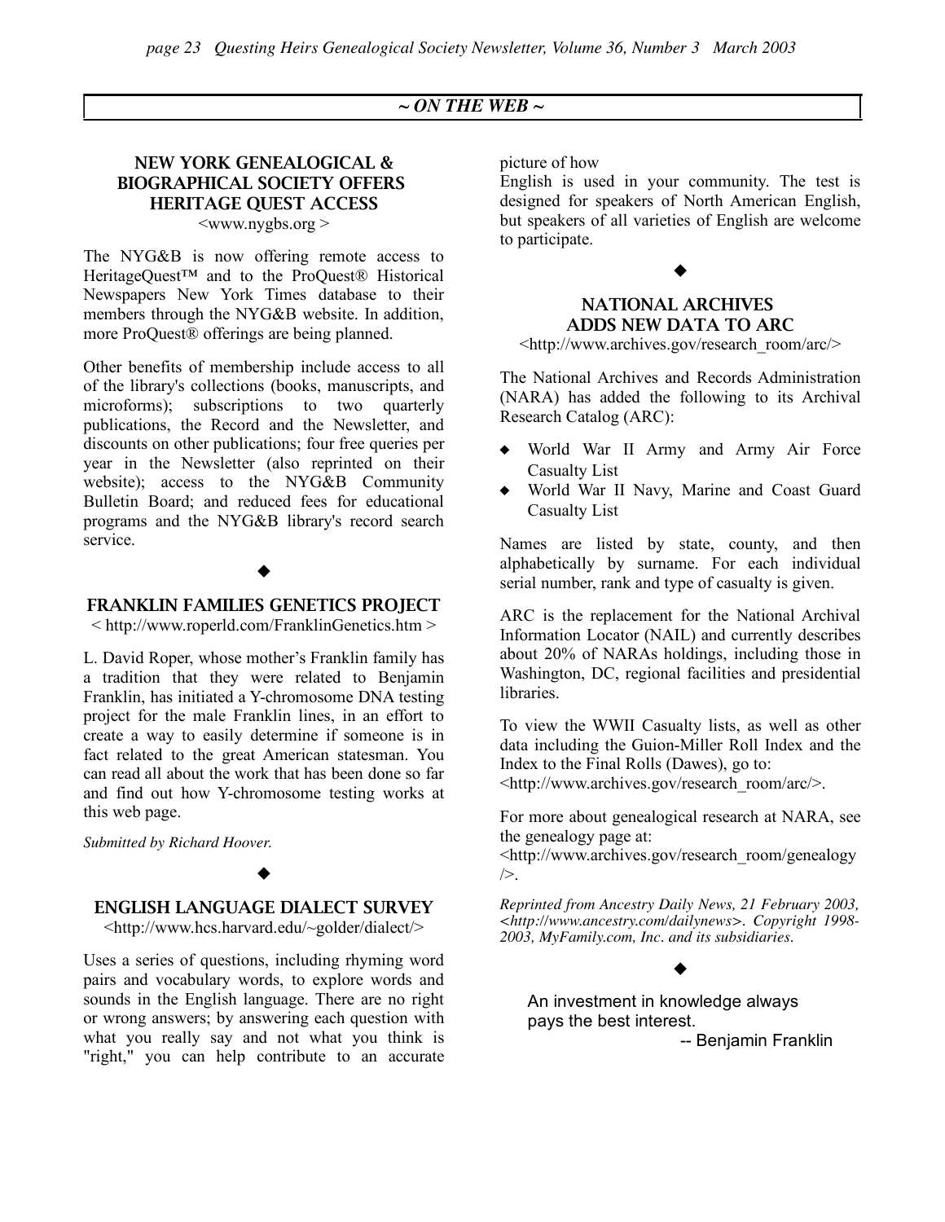## ~ ON THE WEB ~

### NEW YORK GENEALOGICAL & BIOGRAPHICAL SOCIETY OFFERS HERITAGE QUEST ACCESS

<www.nygbs.org >

The NYG&B is now offering remote access to HeritageQuest™ and to the ProQuest® Historical Newspapers New York Times database to their members through the NYG&B website. In addition, more ProQuest® offerings are being planned.

Other benefits of membership include access to all of the library's collections (books, manuscripts, and microforms); subscriptions to two quarterly publications, the Record and the Newsletter, and discounts on other publications; four free queries per year in the Newsletter (also reprinted on their website); access to the NYG&B Community Bulletin Board; and reduced fees for educational programs and the NYG&B library's record search service.

◆

### FRANKLIN FAMILIES GENETICS PROJECT

< http://www.roperld.com/FranklinGenetics.htm >

L. David Roper, whose mother's Franklin family has a tradition that they were related to Benjamin Franklin, has initiated a Y-chromosome DNA testing project for the male Franklin lines, in an effort to create a way to easily determine if someone is in fact related to the great American statesman. You can read all about the work that has been done so far and find out how Y-chromosome testing works at this web page.

*Submitted by Richard Hoover.*

◆

### ENGLISH LANGUAGE DIALECT SURVEY

<http://www.hcs.harvard.edu/~golder/dialect/>

Uses a series of questions, including rhyming word pairs and vocabulary words, to explore words and sounds in the English language. There are no right or wrong answers; by answering each question with what you really say and not what you think is "right," you can help contribute to an accurate picture of how English is used in your community. The test is designed for speakers of North American English, but speakers of all varieties of English are welcome to participate.

◆

### NATIONAL ARCHIVES ADDS NEW DATA TO ARC

<http://www.archives.gov/research_room/arc/>

The National Archives and Records Administration (NARA) has added the following to its Archival Research Catalog (ARC):

- World War II Army and Army Air Force Casualty List
- World War II Navy, Marine and Coast Guard Casualty List

Names are listed by state, county, and then alphabetically by surname. For each individual serial number, rank and type of casualty is given.

ARC is the replacement for the National Archival Information Locator (NAIL) and currently describes about 20% of NARAs holdings, including those in Washington, DC, regional facilities and presidential libraries.

To view the WWII Casualty lists, as well as other data including the Guion-Miller Roll Index and the Index to the Final Rolls (Dawes), go to: <http://www.archives.gov/research_room/arc/>.

For more about genealogical research at NARA, see the genealogy page at: <http://www.archives.gov/research_room/genealogy/>.

*Reprinted from Ancestry Daily News, 21 February 2003, <http://www.ancestry.com/dailynews>. Copyright 1998-2003, MyFamily.com, Inc. and its subsidiaries.*

◆

An investment in knowledge always pays the best interest.

-- Benjamin Franklin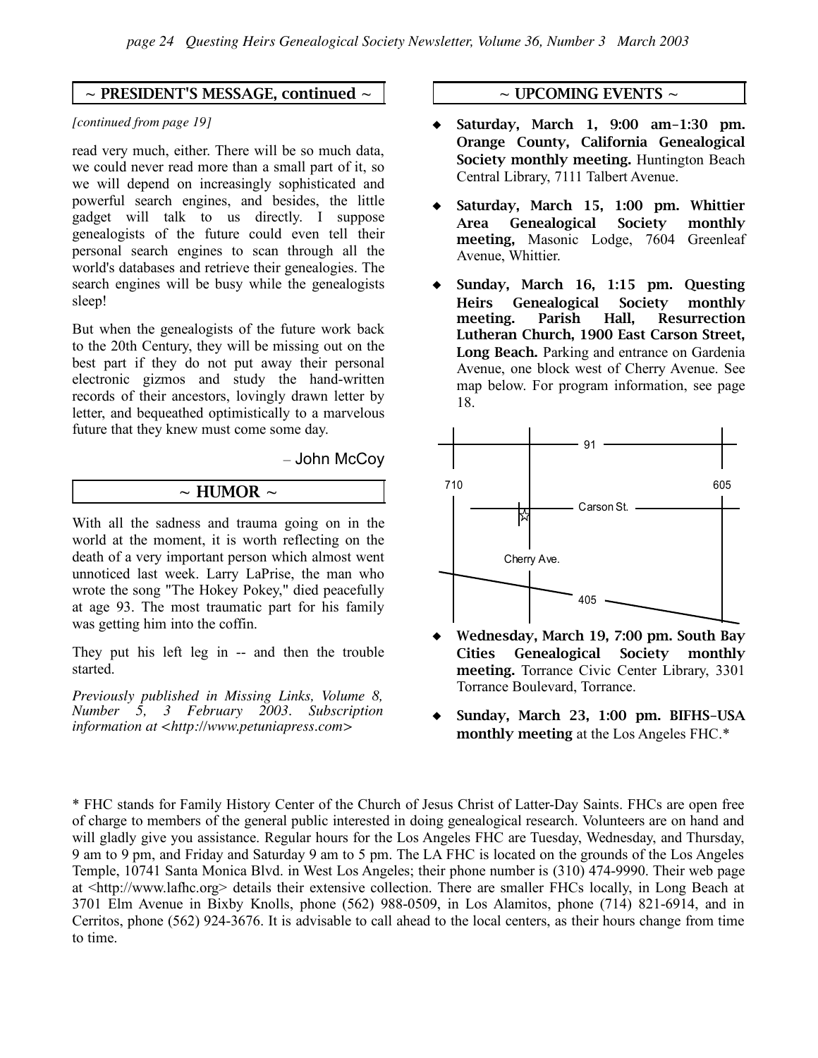## ~ PRESIDENT'S MESSAGE, continued ~

*[continued from page 19]*

read very much, either. There will be so much data, we could never read more than a small part of it, so we will depend on increasingly sophisticated and powerful search engines, and besides, the little gadget will talk to us directly. I suppose genealogists of the future could even tell their personal search engines to scan through all the world's databases and retrieve their genealogies. The search engines will be busy while the genealogists sleep!

But when the genealogists of the future work back to the 20th Century, they will be missing out on the best part if they do not put away their personal electronic gizmos and study the hand-written records of their ancestors, lovingly drawn letter by letter, and bequeathed optimistically to a marvelous future that they knew must come some day.

– John McCoy

## ~ HUMOR ~

With all the sadness and trauma going on in the world at the moment, it is worth reflecting on the death of a very important person which almost went unnoticed last week. Larry LaPrise, the man who wrote the song "The Hokey Pokey," died peacefully at age 93. The most traumatic part for his family was getting him into the coffin.

They put his left leg in -- and then the trouble started.

*Previously published in Missing Links, Volume 8, Number 5, 3 February 2003. Subscription information at <http://www.petuniapress.com>*

## ~ UPCOMING EVENTS ~

- **Saturday, March 1, 9:00 am–1:30 pm. Orange County, California Genealogical Society monthly meeting.** Huntington Beach Central Library, 7111 Talbert Avenue.
- **Saturday, March 15, 1:00 pm. Whittier Area Genealogical Society monthly meeting,** Masonic Lodge, 7604 Greenleaf Avenue, Whittier.
- **Sunday, March 16, 1:15 pm. Questing Heirs Genealogical Society monthly meeting. Parish Hall, Resurrection Lutheran Church, 1900 East Carson Street, Long Beach.** Parking and entrance on Gardenia Avenue, one block west of Cherry Avenue. See map below. For program information, see page 18.

91

710

605

Carson St.

Cherry Ave.

405

- **Wednesday, March 19, 7:00 pm. South Bay Cities Genealogical Society monthly meeting.** Torrance Civic Center Library, 3301 Torrance Boulevard, Torrance.
- **Sunday, March 23, 1:00 pm. BIFHS–USA monthly meeting** at the Los Angeles FHC.*

\* FHC stands for Family History Center of the Church of Jesus Christ of Latter-Day Saints. FHCs are open free of charge to members of the general public interested in doing genealogical research. Volunteers are on hand and will gladly give you assistance. Regular hours for the Los Angeles FHC are Tuesday, Wednesday, and Thursday, 9 am to 9 pm, and Friday and Saturday 9 am to 5 pm. The LA FHC is located on the grounds of the Los Angeles Temple, 10741 Santa Monica Blvd. in West Los Angeles; their phone number is (310) 474-9990. Their web page at <http://www.lafhc.org> details their extensive collection. There are smaller FHCs locally, in Long Beach at 3701 Elm Avenue in Bixby Knolls, phone (562) 988-0509, in Los Alamitos, phone (714) 821-6914, and in Cerritos, phone (562) 924-3676. It is advisable to call ahead to the local centers, as their hours change from time to time.